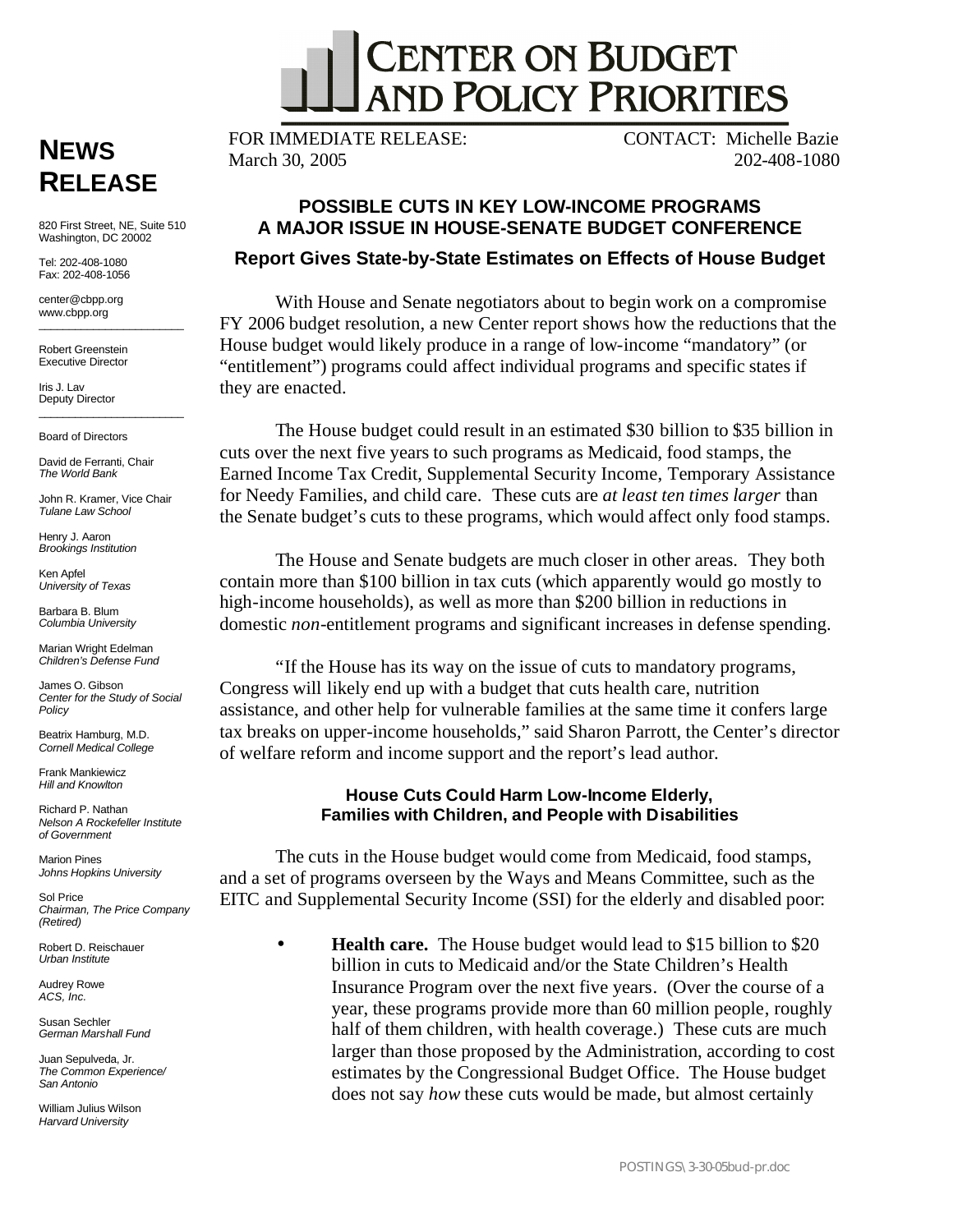# CENTER ON BUDGET AND POLICY PRIORITIES

**NEWS RELEASE**

820 First Street, NE, Suite 510
Washington, DC 20002

Tel: 202-408-1080
Fax: 202-408-1056

center@cbpp.org
www.cbpp.org

Robert Greenstein
Executive Director

Iris J. Lav
Deputy Director

Board of Directors

David de Ferranti, Chair
*The World Bank*

John R. Kramer, Vice Chair
*Tulane Law School*

Henry J. Aaron
*Brookings Institution*

Ken Apfel
*University of Texas*

Barbara B. Blum
*Columbia University*

Marian Wright Edelman
*Children's Defense Fund*

James O. Gibson
*Center for the Study of Social Policy*

Beatrix Hamburg, M.D.
*Cornell Medical College*

Frank Mankiewicz
*Hill and Knowlton*

Richard P. Nathan
*Nelson A Rockefeller Institute of Government*

Marion Pines
*Johns Hopkins University*

Sol Price
*Chairman, The Price Company (Retired)*

Robert D. Reischauer
*Urban Institute*

Audrey Rowe
*ACS, Inc.*

Susan Sechler
*German Marshall Fund*

Juan Sepulveda, Jr.
*The Common Experience/ San Antonio*

William Julius Wilson
*Harvard University*

FOR IMMEDIATE RELEASE:
March 30, 2005

CONTACT: Michelle Bazie
202-408-1080

## POSSIBLE CUTS IN KEY LOW-INCOME PROGRAMS A MAJOR ISSUE IN HOUSE-SENATE BUDGET CONFERENCE

### Report Gives State-by-State Estimates on Effects of House Budget

With House and Senate negotiators about to begin work on a compromise FY 2006 budget resolution, a new Center report shows how the reductions that the House budget would likely produce in a range of low-income "mandatory" (or "entitlement") programs could affect individual programs and specific states if they are enacted.

The House budget could result in an estimated $30 billion to $35 billion in cuts over the next five years to such programs as Medicaid, food stamps, the Earned Income Tax Credit, Supplemental Security Income, Temporary Assistance for Needy Families, and child care. These cuts are *at least ten times larger* than the Senate budget's cuts to these programs, which would affect only food stamps.

The House and Senate budgets are much closer in other areas. They both contain more than $100 billion in tax cuts (which apparently would go mostly to high-income households), as well as more than $200 billion in reductions in domestic *non*-entitlement programs and significant increases in defense spending.

"If the House has its way on the issue of cuts to mandatory programs, Congress will likely end up with a budget that cuts health care, nutrition assistance, and other help for vulnerable families at the same time it confers large tax breaks on upper-income households," said Sharon Parrott, the Center's director of welfare reform and income support and the report's lead author.

### House Cuts Could Harm Low-Income Elderly, Families with Children, and People with Disabilities

The cuts in the House budget would come from Medicaid, food stamps, and a set of programs overseen by the Ways and Means Committee, such as the EITC and Supplemental Security Income (SSI) for the elderly and disabled poor:

- **Health care.** The House budget would lead to $15 billion to $20 billion in cuts to Medicaid and/or the State Children's Health Insurance Program over the next five years. (Over the course of a year, these programs provide more than 60 million people, roughly half of them children, with health coverage.) These cuts are much larger than those proposed by the Administration, according to cost estimates by the Congressional Budget Office. The House budget does not say *how* these cuts would be made, but almost certainly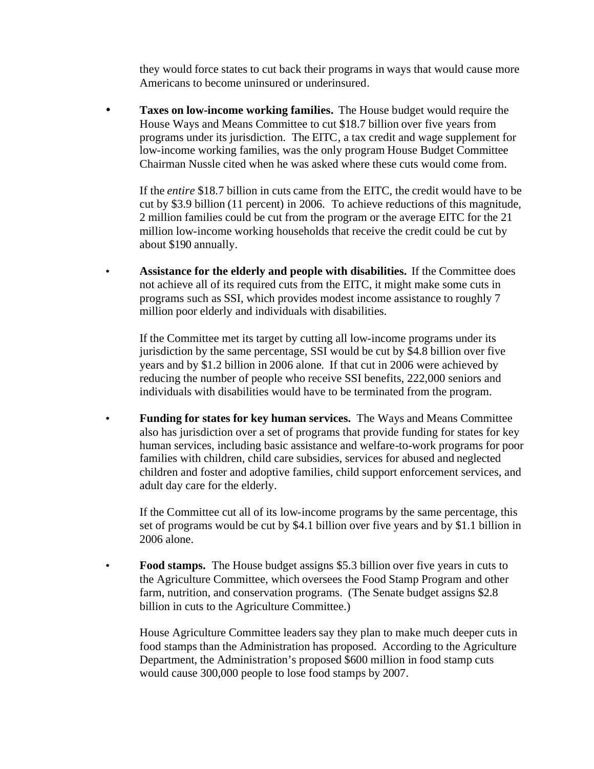they would force states to cut back their programs in ways that would cause more Americans to become uninsured or underinsured.

- **Taxes on low-income working families.** The House budget would require the House Ways and Means Committee to cut $18.7 billion over five years from programs under its jurisdiction. The EITC, a tax credit and wage supplement for low-income working families, was the only program House Budget Committee Chairman Nussle cited when he was asked where these cuts would come from.

  If the *entire* $18.7 billion in cuts came from the EITC, the credit would have to be cut by $3.9 billion (11 percent) in 2006. To achieve reductions of this magnitude, 2 million families could be cut from the program or the average EITC for the 21 million low-income working households that receive the credit could be cut by about $190 annually.

- **Assistance for the elderly and people with disabilities.** If the Committee does not achieve all of its required cuts from the EITC, it might make some cuts in programs such as SSI, which provides modest income assistance to roughly 7 million poor elderly and individuals with disabilities.

  If the Committee met its target by cutting all low-income programs under its jurisdiction by the same percentage, SSI would be cut by $4.8 billion over five years and by $1.2 billion in 2006 alone. If that cut in 2006 were achieved by reducing the number of people who receive SSI benefits, 222,000 seniors and individuals with disabilities would have to be terminated from the program.

- **Funding for states for key human services.** The Ways and Means Committee also has jurisdiction over a set of programs that provide funding for states for key human services, including basic assistance and welfare-to-work programs for poor families with children, child care subsidies, services for abused and neglected children and foster and adoptive families, child support enforcement services, and adult day care for the elderly.

  If the Committee cut all of its low-income programs by the same percentage, this set of programs would be cut by $4.1 billion over five years and by $1.1 billion in 2006 alone.

- **Food stamps.** The House budget assigns $5.3 billion over five years in cuts to the Agriculture Committee, which oversees the Food Stamp Program and other farm, nutrition, and conservation programs. (The Senate budget assigns $2.8 billion in cuts to the Agriculture Committee.)

  House Agriculture Committee leaders say they plan to make much deeper cuts in food stamps than the Administration has proposed. According to the Agriculture Department, the Administration's proposed $600 million in food stamp cuts would cause 300,000 people to lose food stamps by 2007.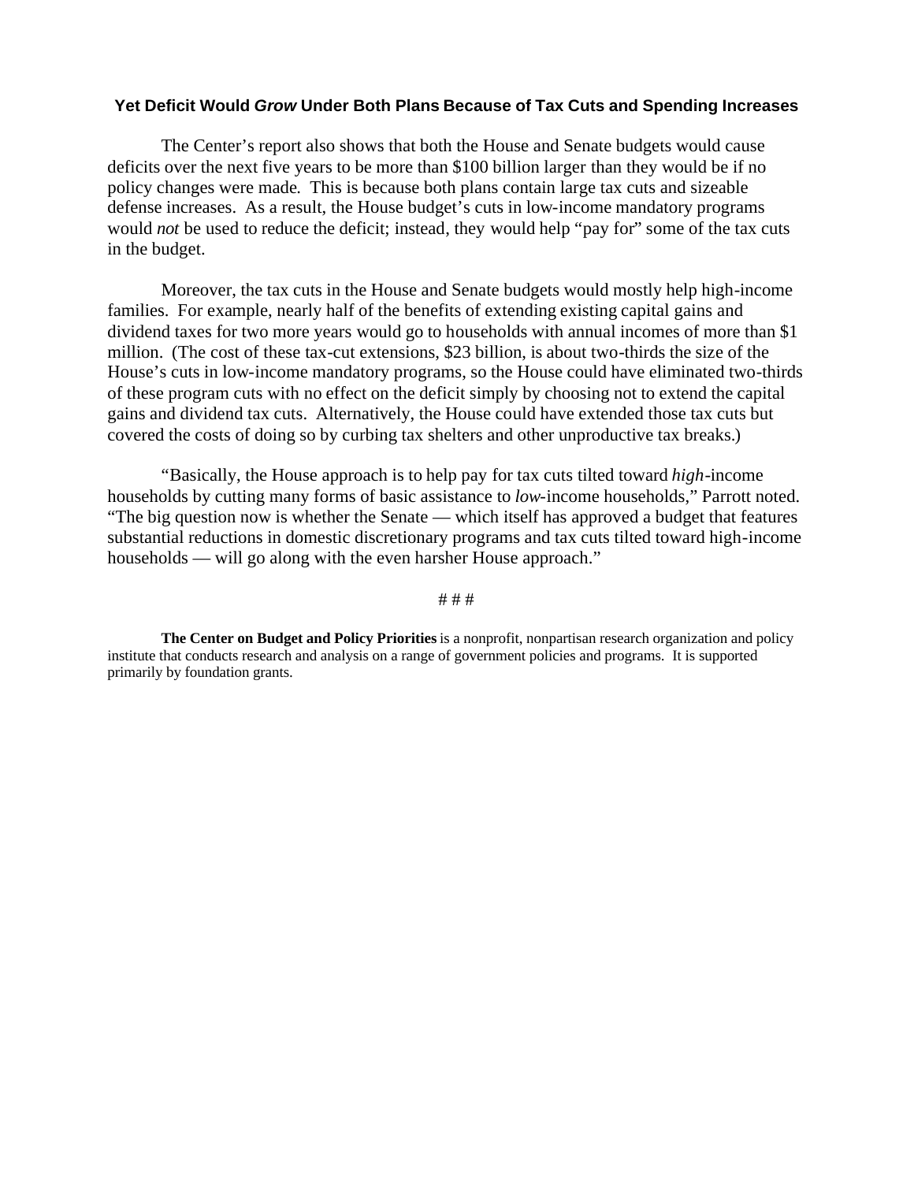### Yet Deficit Would *Grow* Under Both Plans Because of Tax Cuts and Spending Increases

The Center's report also shows that both the House and Senate budgets would cause deficits over the next five years to be more than $100 billion larger than they would be if no policy changes were made. This is because both plans contain large tax cuts and sizeable defense increases. As a result, the House budget's cuts in low-income mandatory programs would *not* be used to reduce the deficit; instead, they would help "pay for" some of the tax cuts in the budget.

Moreover, the tax cuts in the House and Senate budgets would mostly help high-income families. For example, nearly half of the benefits of extending existing capital gains and dividend taxes for two more years would go to households with annual incomes of more than $1 million. (The cost of these tax-cut extensions, $23 billion, is about two-thirds the size of the House's cuts in low-income mandatory programs, so the House could have eliminated two-thirds of these program cuts with no effect on the deficit simply by choosing not to extend the capital gains and dividend tax cuts. Alternatively, the House could have extended those tax cuts but covered the costs of doing so by curbing tax shelters and other unproductive tax breaks.)

"Basically, the House approach is to help pay for tax cuts tilted toward *high*-income households by cutting many forms of basic assistance to *low*-income households," Parrott noted. "The big question now is whether the Senate — which itself has approved a budget that features substantial reductions in domestic discretionary programs and tax cuts tilted toward high-income households — will go along with the even harsher House approach."

# # #

**The Center on Budget and Policy Priorities** is a nonprofit, nonpartisan research organization and policy institute that conducts research and analysis on a range of government policies and programs. It is supported primarily by foundation grants.